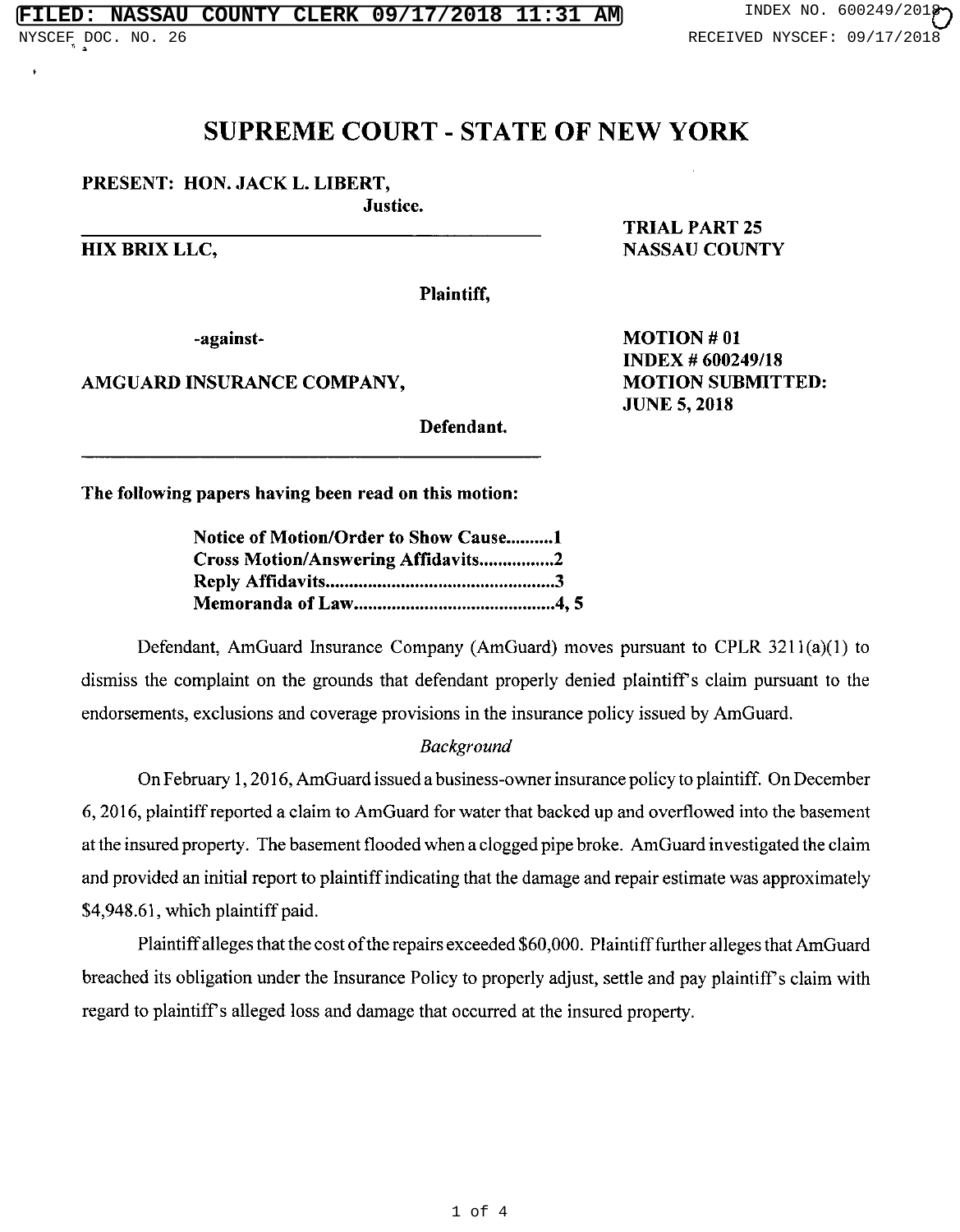# SUPREME COURT - STATE OF NEW YORK

**PRESENT: HON. JACK L. LIBERT,**
**Justice.**

**HIX BRIX LLC,**

**Plaintiff,**

**-against-**

**AMGUARD INSURANCE COMPANY,**

**Defendant.**

**TRIAL PART 25**
**NASSAU COUNTY**

**MOTION # 01**
**INDEX # 600249/18**
**MOTION SUBMITTED:**
**JUNE 5, 2018**

**The following papers having been read on this motion:**

**Notice of Motion/Order to Show Cause..........1**
**Cross Motion/Answering Affidavits................2**
**Reply Affidavits..................................................3**
**Memoranda of Law............................................4, 5**

Defendant, AmGuard Insurance Company (AmGuard) moves pursuant to CPLR 3211(a)(1) to dismiss the complaint on the grounds that defendant properly denied plaintiff's claim pursuant to the endorsements, exclusions and coverage provisions in the insurance policy issued by AmGuard.

*Background*

On February 1, 2016, AmGuard issued a business-owner insurance policy to plaintiff. On December 6, 2016, plaintiff reported a claim to AmGuard for water that backed up and overflowed into the basement at the insured property. The basement flooded when a clogged pipe broke. AmGuard investigated the claim and provided an initial report to plaintiff indicating that the damage and repair estimate was approximately $4,948.61, which plaintiff paid.

Plaintiff alleges that the cost of the repairs exceeded $60,000. Plaintiff further alleges that AmGuard breached its obligation under the Insurance Policy to properly adjust, settle and pay plaintiff's claim with regard to plaintiff's alleged loss and damage that occurred at the insured property.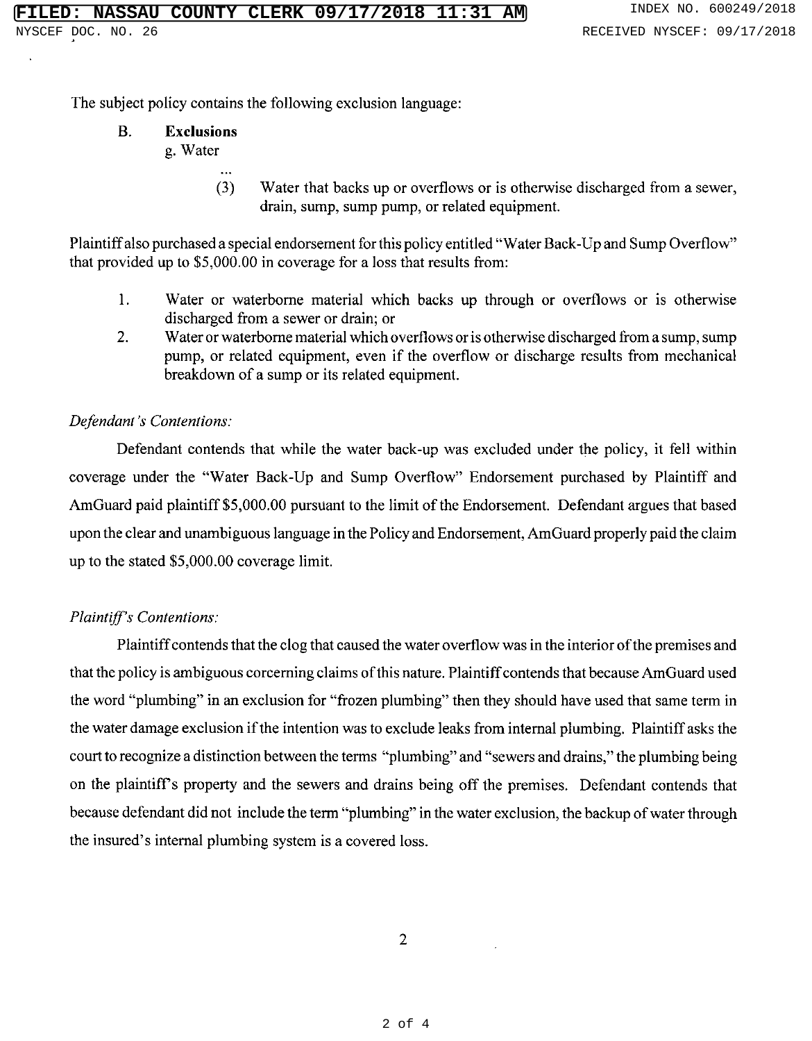The subject policy contains the following exclusion language:

B. **Exclusions**

g. Water

...

(3) Water that backs up or overflows or is otherwise discharged from a sewer, drain, sump, sump pump, or related equipment.

Plaintiff also purchased a special endorsement for this policy entitled "Water Back-Up and Sump Overflow" that provided up to $5,000.00 in coverage for a loss that results from:

1. Water or waterborne material which backs up through or overflows or is otherwise discharged from a sewer or drain; or
2. Water or waterborne material which overflows or is otherwise discharged from a sump, sump pump, or related equipment, even if the overflow or discharge results from mechanical breakdown of a sump or its related equipment.

*Defendant's Contentions:*

Defendant contends that while the water back-up was excluded under the policy, it fell within coverage under the "Water Back-Up and Sump Overflow" Endorsement purchased by Plaintiff and AmGuard paid plaintiff $5,000.00 pursuant to the limit of the Endorsement. Defendant argues that based upon the clear and unambiguous language in the Policy and Endorsement, AmGuard properly paid the claim up to the stated $5,000.00 coverage limit.

*Plaintiff's Contentions:*

Plaintiff contends that the clog that caused the water overflow was in the interior of the premises and that the policy is ambiguous corcerning claims of this nature. Plaintiff contends that because AmGuard used the word "plumbing" in an exclusion for "frozen plumbing" then they should have used that same term in the water damage exclusion if the intention was to exclude leaks from internal plumbing. Plaintiff asks the court to recognize a distinction between the terms "plumbing" and "sewers and drains," the plumbing being on the plaintiff's property and the sewers and drains being off the premises. Defendant contends that because defendant did not include the term "plumbing" in the water exclusion, the backup of water through the insured's internal plumbing system is a covered loss.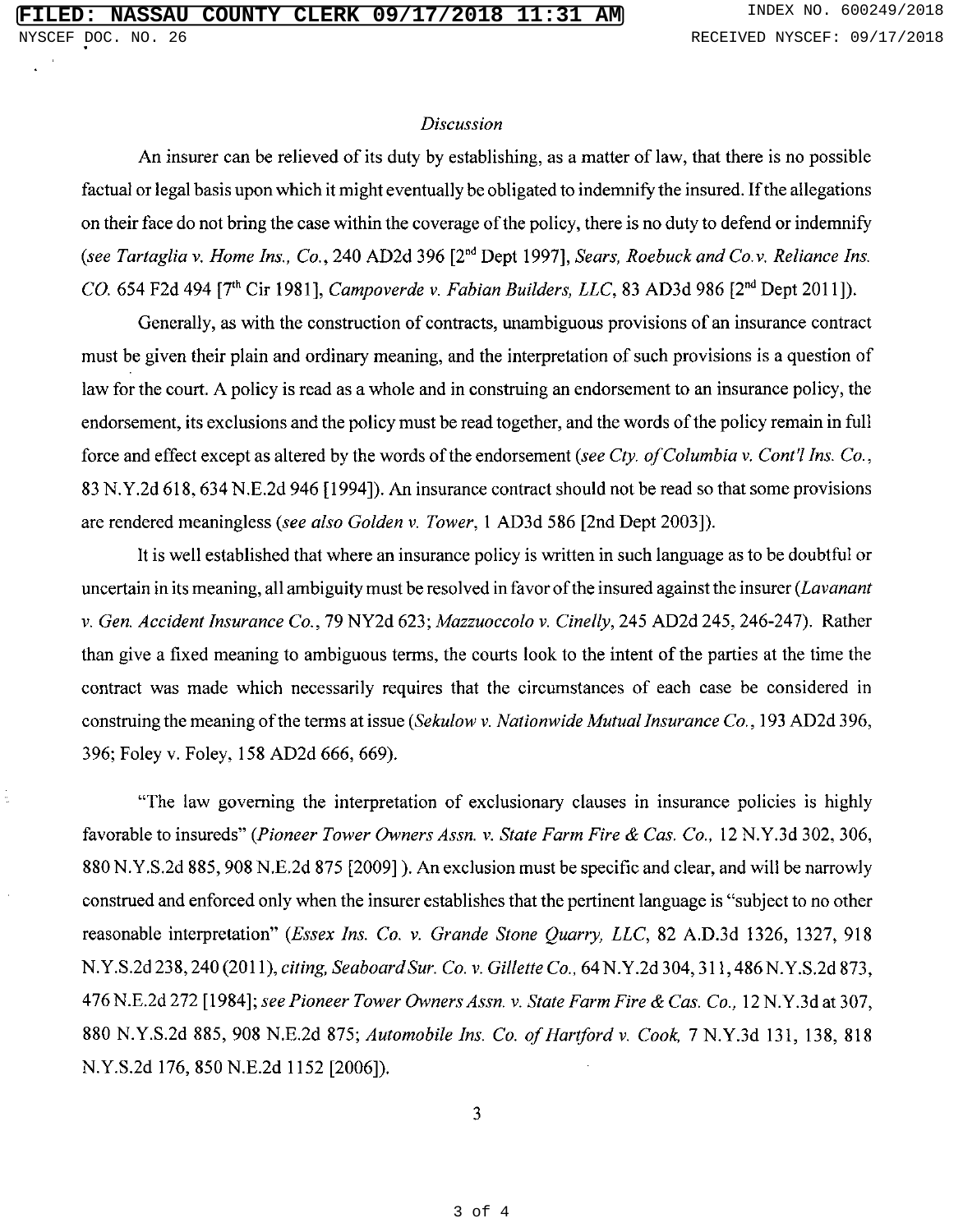*Discussion*

An insurer can be relieved of its duty by establishing, as a matter of law, that there is no possible factual or legal basis upon which it might eventually be obligated to indemnify the insured. If the allegations on their face do not bring the case within the coverage of the policy, there is no duty to defend or indemnify (*see Tartaglia v. Home Ins., Co.*, 240 AD2d 396 [2nd Dept 1997], *Sears, Roebuck and Co.v. Reliance Ins. CO.* 654 F2d 494 [7th Cir 1981], *Campoverde v. Fabian Builders, LLC*, 83 AD3d 986 [2nd Dept 2011]).

Generally, as with the construction of contracts, unambiguous provisions of an insurance contract must be given their plain and ordinary meaning, and the interpretation of such provisions is a question of law for the court. A policy is read as a whole and in construing an endorsement to an insurance policy, the endorsement, its exclusions and the policy must be read together, and the words of the policy remain in full force and effect except as altered by the words of the endorsement (*see Cty. of Columbia v. Cont'l Ins. Co.*, 83 N.Y.2d 618, 634 N.E.2d 946 [1994]). An insurance contract should not be read so that some provisions are rendered meaningless (*see also Golden v. Tower*, 1 AD3d 586 [2nd Dept 2003]).

It is well established that where an insurance policy is written in such language as to be doubtful or uncertain in its meaning, all ambiguity must be resolved in favor of the insured against the insurer (*Lavanant v. Gen. Accident Insurance Co.*, 79 NY2d 623; *Mazzuoccolo v. Cinelly*, 245 AD2d 245, 246-247). Rather than give a fixed meaning to ambiguous terms, the courts look to the intent of the parties at the time the contract was made which necessarily requires that the circumstances of each case be considered in construing the meaning of the terms at issue (*Sekulow v. Nationwide Mutual Insurance Co.*, 193 AD2d 396, 396; Foley v. Foley, 158 AD2d 666, 669).

"The law governing the interpretation of exclusionary clauses in insurance policies is highly favorable to insureds" (*Pioneer Tower Owners Assn. v. State Farm Fire & Cas. Co.*, 12 N.Y.3d 302, 306, 880 N.Y.S.2d 885, 908 N.E.2d 875 [2009] ). An exclusion must be specific and clear, and will be narrowly construed and enforced only when the insurer establishes that the pertinent language is "subject to no other reasonable interpretation" (*Essex Ins. Co. v. Grande Stone Quarry, LLC*, 82 A.D.3d 1326, 1327, 918 N.Y.S.2d 238, 240 (2011), *citing*, *Seaboard Sur. Co. v. Gillette Co.*, 64 N.Y.2d 304, 311, 486 N.Y.S.2d 873, 476 N.E.2d 272 [1984]; *see Pioneer Tower Owners Assn. v. State Farm Fire & Cas. Co.*, 12 N.Y.3d at 307, 880 N.Y.S.2d 885, 908 N.E.2d 875; *Automobile Ins. Co. of Hartford v. Cook*, 7 N.Y.3d 131, 138, 818 N.Y.S.2d 176, 850 N.E.2d 1152 [2006]).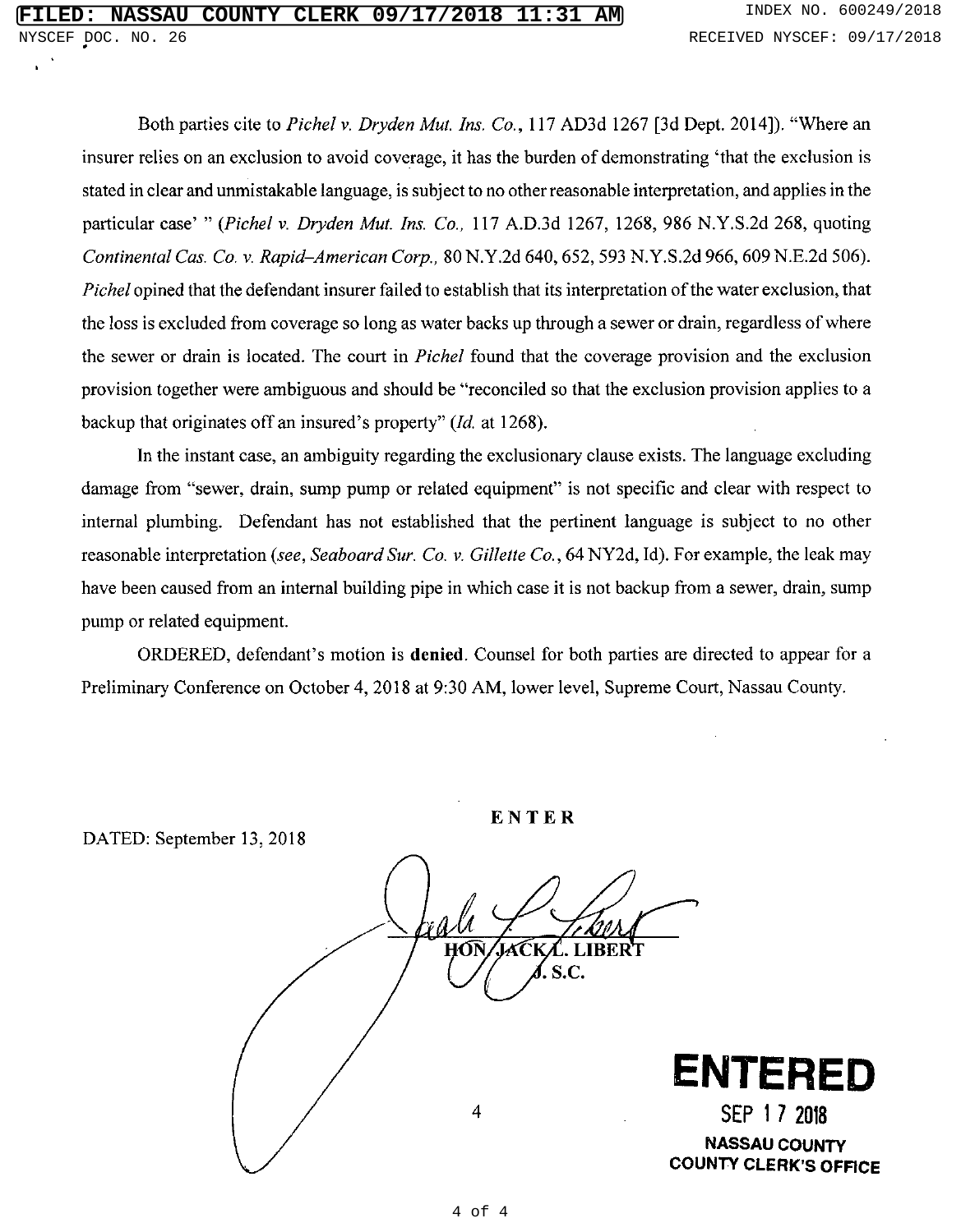Both parties cite to *Pichel v. Dryden Mut. Ins. Co.*, 117 AD3d 1267 [3d Dept. 2014]). "Where an insurer relies on an exclusion to avoid coverage, it has the burden of demonstrating 'that the exclusion is stated in clear and unmistakable language, is subject to no other reasonable interpretation, and applies in the particular case' " (*Pichel v. Dryden Mut. Ins. Co.,* 117 A.D.3d 1267, 1268, 986 N.Y.S.2d 268, quoting *Continental Cas. Co. v. Rapid–American Corp.,* 80 N.Y.2d 640, 652, 593 N.Y.S.2d 966, 609 N.E.2d 506). *Pichel* opined that the defendant insurer failed to establish that its interpretation of the water exclusion, that the loss is excluded from coverage so long as water backs up through a sewer or drain, regardless of where the sewer or drain is located. The court in *Pichel* found that the coverage provision and the exclusion provision together were ambiguous and should be "reconciled so that the exclusion provision applies to a backup that originates off an insured's property" (*Id.* at 1268).

In the instant case, an ambiguity regarding the exclusionary clause exists. The language excluding damage from "sewer, drain, sump pump or related equipment" is not specific and clear with respect to internal plumbing. Defendant has not established that the pertinent language is subject to no other reasonable interpretation (*see*, *Seaboard Sur. Co. v. Gillette Co.*, 64 NY2d, Id). For example, the leak may have been caused from an internal building pipe in which case it is not backup from a sewer, drain, sump pump or related equipment.

ORDERED, defendant's motion is **denied**. Counsel for both parties are directed to appear for a Preliminary Conference on October 4, 2018 at 9:30 AM, lower level, Supreme Court, Nassau County.

ENTER

DATED: September 13, 2018

HON. JACK L. LIBERT
J.S.C.

ENTERED
SEP 17 2018
NASSAU COUNTY
COUNTY CLERK'S OFFICE